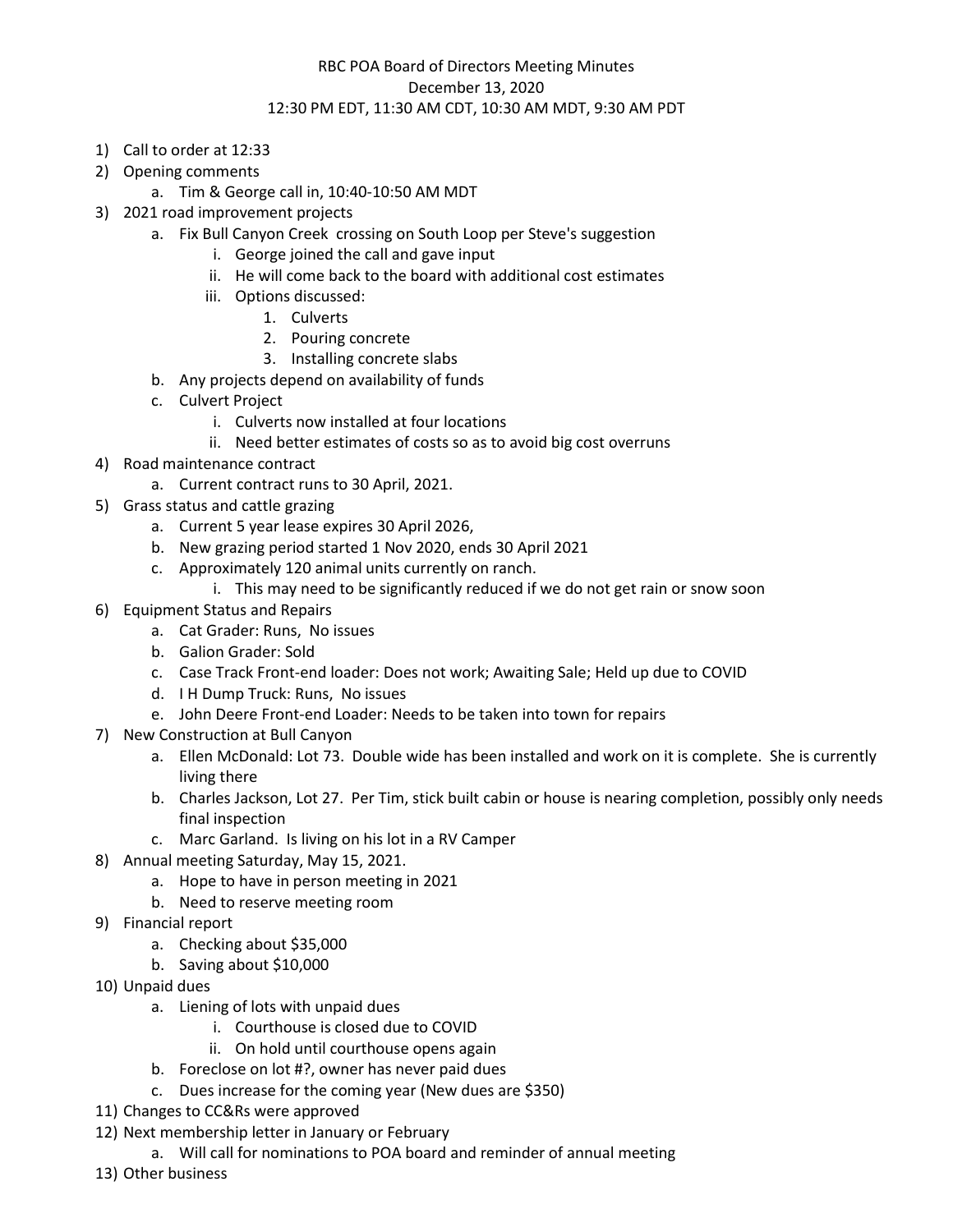# RBC POA Board of Directors Meeting Minutes

December 13, 2020

12:30 PM EDT, 11:30 AM CDT, 10:30 AM MDT, 9:30 AM PDT

1) Call to order at 12:33
2) Opening comments
    a. Tim & George call in, 10:40-10:50 AM MDT
3) 2021 road improvement projects
    a. Fix Bull Canyon Creek crossing on South Loop per Steve's suggestion
        i. George joined the call and gave input
        ii. He will come back to the board with additional cost estimates
        iii. Options discussed:
            1. Culverts
            2. Pouring concrete
            3. Installing concrete slabs
    b. Any projects depend on availability of funds
    c. Culvert Project
        i. Culverts now installed at four locations
        ii. Need better estimates of costs so as to avoid big cost overruns
4) Road maintenance contract
    a. Current contract runs to 30 April, 2021.
5) Grass status and cattle grazing
    a. Current 5 year lease expires 30 April 2026,
    b. New grazing period started 1 Nov 2020, ends 30 April 2021
    c. Approximately 120 animal units currently on ranch.
        i. This may need to be significantly reduced if we do not get rain or snow soon
6) Equipment Status and Repairs
    a. Cat Grader: Runs, No issues
    b. Galion Grader: Sold
    c. Case Track Front-end loader: Does not work; Awaiting Sale; Held up due to COVID
    d. I H Dump Truck: Runs, No issues
    e. John Deere Front-end Loader: Needs to be taken into town for repairs
7) New Construction at Bull Canyon
    a. Ellen McDonald: Lot 73. Double wide has been installed and work on it is complete. She is currently living there
    b. Charles Jackson, Lot 27. Per Tim, stick built cabin or house is nearing completion, possibly only needs final inspection
    c. Marc Garland. Is living on his lot in a RV Camper
8) Annual meeting Saturday, May 15, 2021.
    a. Hope to have in person meeting in 2021
    b. Need to reserve meeting room
9) Financial report
    a. Checking about $35,000
    b. Saving about $10,000
10) Unpaid dues
    a. Liening of lots with unpaid dues
        i. Courthouse is closed due to COVID
        ii. On hold until courthouse opens again
    b. Foreclose on lot #?, owner has never paid dues
    c. Dues increase for the coming year (New dues are $350)
11) Changes to CC&Rs were approved
12) Next membership letter in January or February
    a. Will call for nominations to POA board and reminder of annual meeting
13) Other business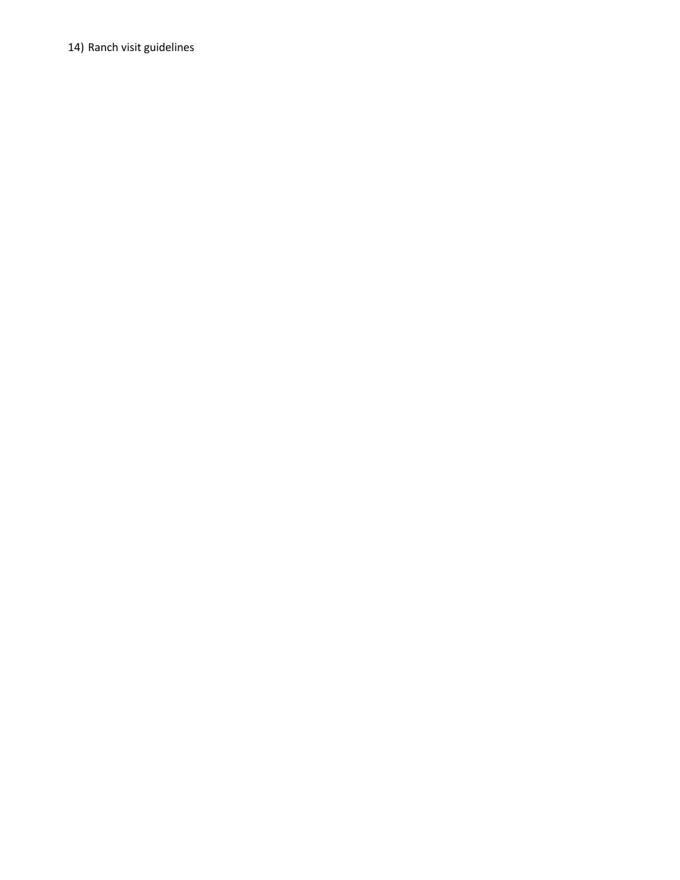14) Ranch visit guidelines